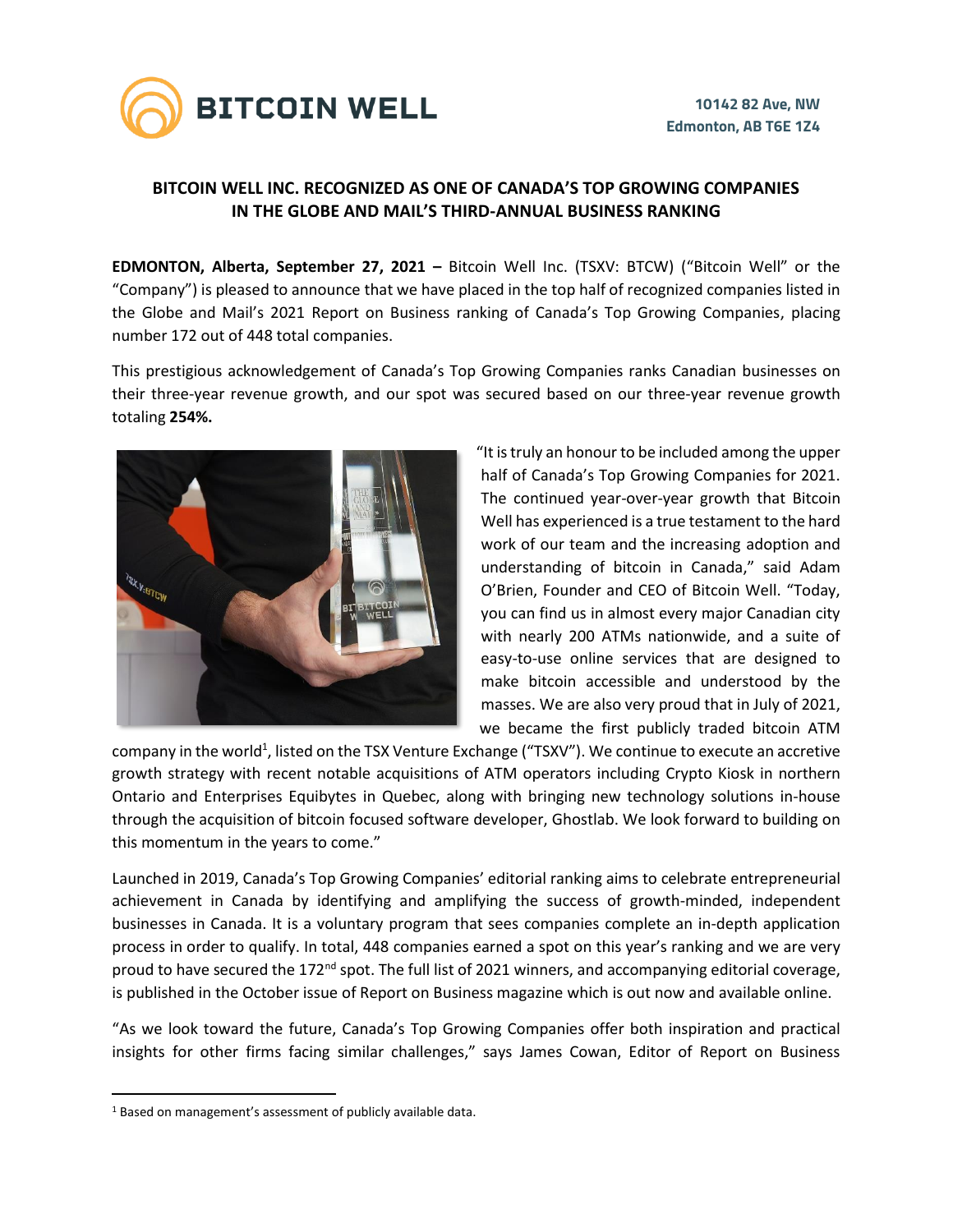BITCOIN WELL

10142 82 Ave, NW
Edmonton, AB T6E 1Z4

## BITCOIN WELL INC. RECOGNIZED AS ONE OF CANADA'S TOP GROWING COMPANIES IN THE GLOBE AND MAIL'S THIRD-ANNUAL BUSINESS RANKING

**EDMONTON, Alberta, September 27, 2021 –** Bitcoin Well Inc. (TSXV: BTCW) ("Bitcoin Well" or the "Company") is pleased to announce that we have placed in the top half of recognized companies listed in the Globe and Mail's 2021 Report on Business ranking of Canada's Top Growing Companies, placing number 172 out of 448 total companies.

This prestigious acknowledgement of Canada's Top Growing Companies ranks Canadian businesses on their three-year revenue growth, and our spot was secured based on our three-year revenue growth totaling **254%.**

"It is truly an honour to be included among the upper half of Canada's Top Growing Companies for 2021. The continued year-over-year growth that Bitcoin Well has experienced is a true testament to the hard work of our team and the increasing adoption and understanding of bitcoin in Canada," said Adam O'Brien, Founder and CEO of Bitcoin Well. "Today, you can find us in almost every major Canadian city with nearly 200 ATMs nationwide, and a suite of easy-to-use online services that are designed to make bitcoin accessible and understood by the masses. We are also very proud that in July of 2021, we became the first publicly traded bitcoin ATM company in the world[1], listed on the TSX Venture Exchange ("TSXV"). We continue to execute an accretive growth strategy with recent notable acquisitions of ATM operators including Crypto Kiosk in northern Ontario and Enterprises Equibytes in Quebec, along with bringing new technology solutions in-house through the acquisition of bitcoin focused software developer, Ghostlab. We look forward to building on this momentum in the years to come."

Launched in 2019, Canada's Top Growing Companies' editorial ranking aims to celebrate entrepreneurial achievement in Canada by identifying and amplifying the success of growth-minded, independent businesses in Canada. It is a voluntary program that sees companies complete an in-depth application process in order to qualify. In total, 448 companies earned a spot on this year's ranking and we are very proud to have secured the 172nd spot. The full list of 2021 winners, and accompanying editorial coverage, is published in the October issue of Report on Business magazine which is out now and available online.

"As we look toward the future, Canada's Top Growing Companies offer both inspiration and practical insights for other firms facing similar challenges," says James Cowan, Editor of Report on Business

---

[1] Based on management's assessment of publicly available data.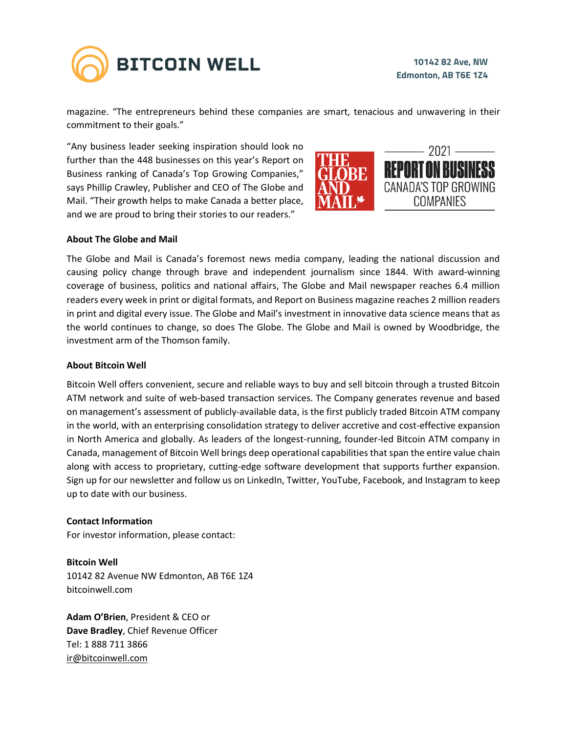magazine. "The entrepreneurs behind these companies are smart, tenacious and unwavering in their commitment to their goals."

"Any business leader seeking inspiration should look no further than the 448 businesses on this year's Report on Business ranking of Canada's Top Growing Companies," says Phillip Crawley, Publisher and CEO of The Globe and Mail. "Their growth helps to make Canada a better place, and we are proud to bring their stories to our readers."

**About The Globe and Mail**

The Globe and Mail is Canada's foremost news media company, leading the national discussion and causing policy change through brave and independent journalism since 1844. With award-winning coverage of business, politics and national affairs, The Globe and Mail newspaper reaches 6.4 million readers every week in print or digital formats, and Report on Business magazine reaches 2 million readers in print and digital every issue. The Globe and Mail's investment in innovative data science means that as the world continues to change, so does The Globe. The Globe and Mail is owned by Woodbridge, the investment arm of the Thomson family.

**About Bitcoin Well**

Bitcoin Well offers convenient, secure and reliable ways to buy and sell bitcoin through a trusted Bitcoin ATM network and suite of web-based transaction services. The Company generates revenue and based on management's assessment of publicly-available data, is the first publicly traded Bitcoin ATM company in the world, with an enterprising consolidation strategy to deliver accretive and cost-effective expansion in North America and globally. As leaders of the longest-running, founder-led Bitcoin ATM company in Canada, management of Bitcoin Well brings deep operational capabilities that span the entire value chain along with access to proprietary, cutting-edge software development that supports further expansion. Sign up for our newsletter and follow us on LinkedIn, Twitter, YouTube, Facebook, and Instagram to keep up to date with our business.

**Contact Information**
For investor information, please contact:

**Bitcoin Well**
10142 82 Avenue NW Edmonton, AB T6E 1Z4
bitcoinwell.com

**Adam O'Brien**, President & CEO or
**Dave Bradley**, Chief Revenue Officer
Tel: 1 888 711 3866
ir@bitcoinwell.com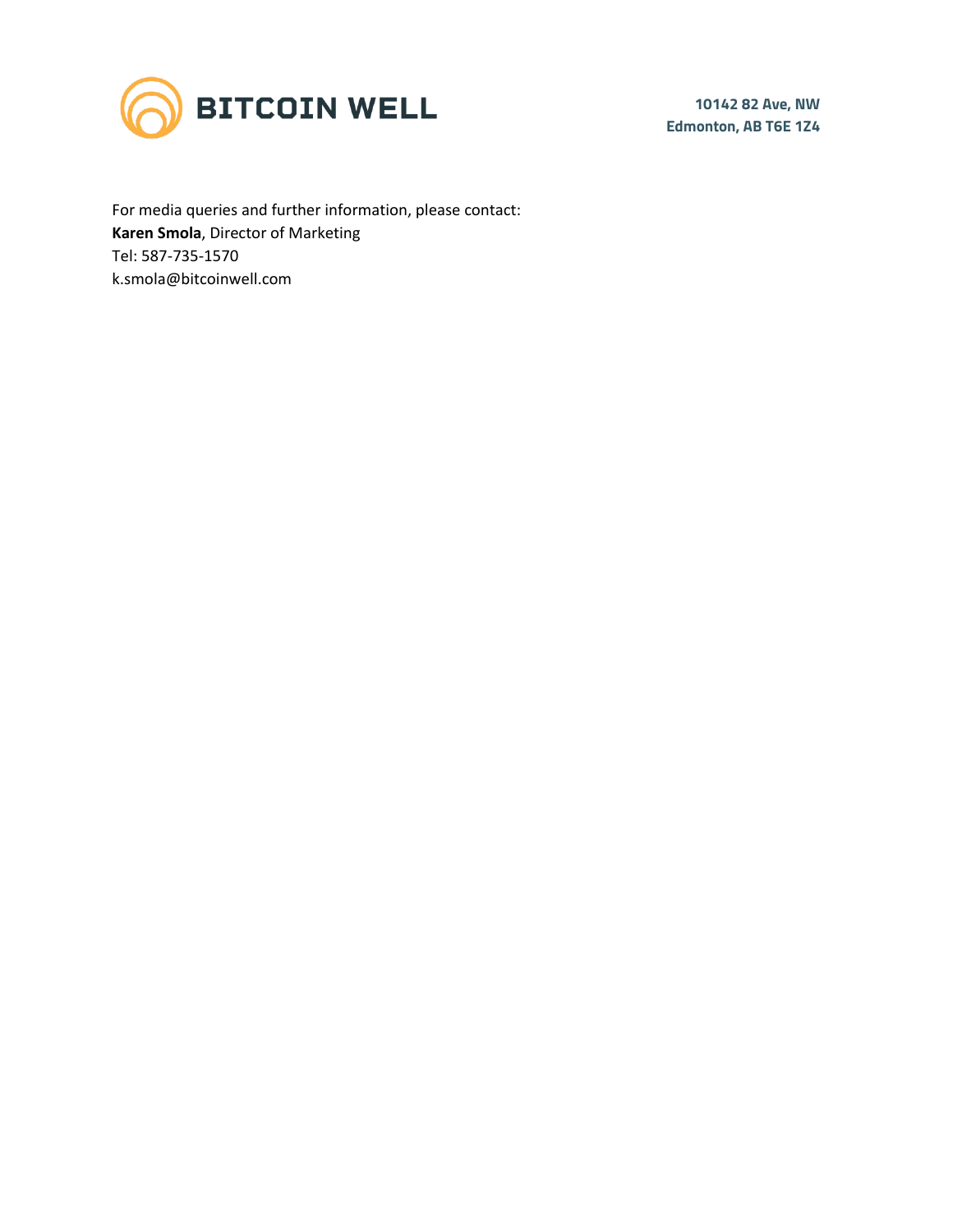BITCOIN WELL

10142 82 Ave, NW
Edmonton, AB T6E 1Z4

For media queries and further information, please contact:
**Karen Smola**, Director of Marketing
Tel: 587-735-1570
k.smola@bitcoinwell.com